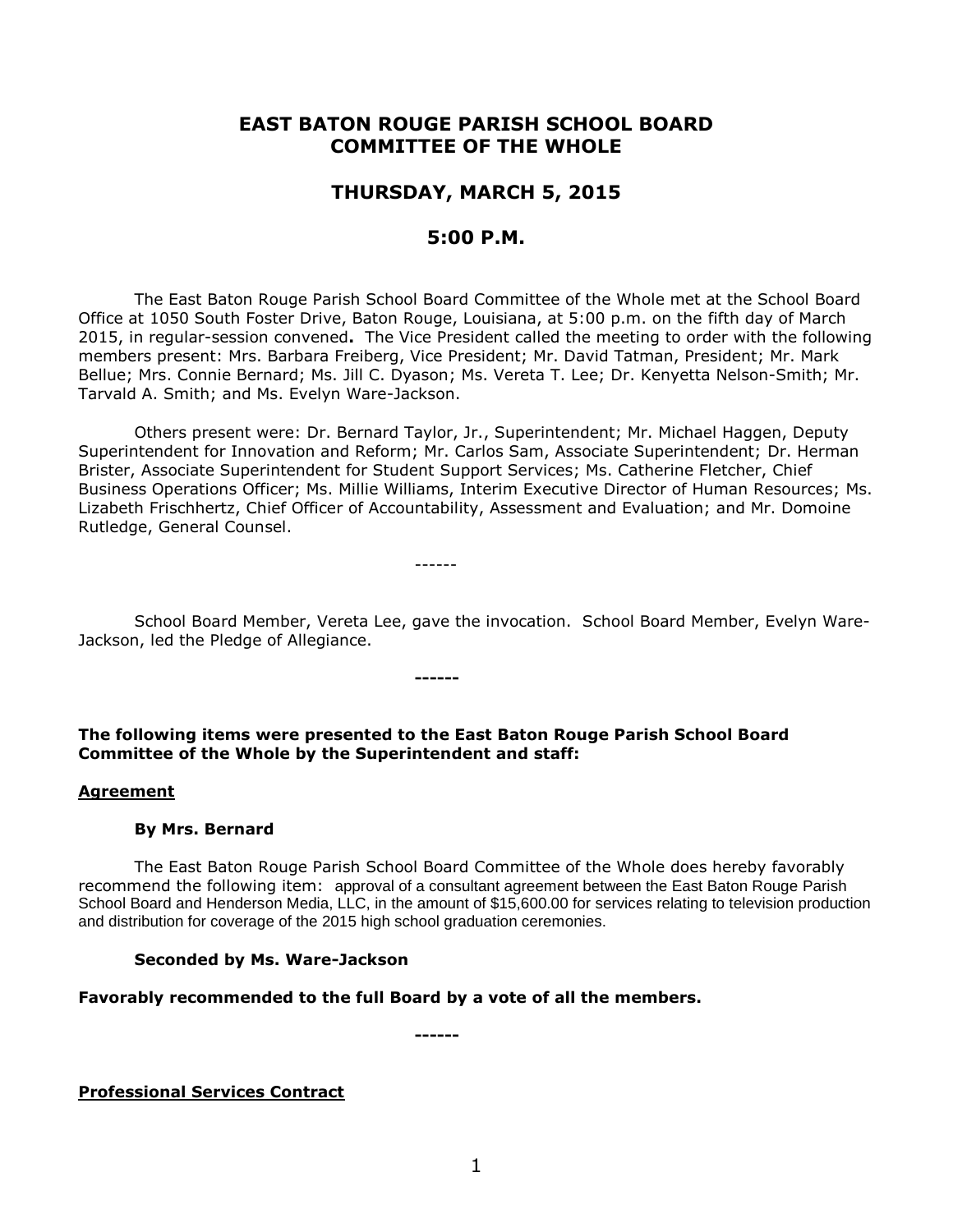# EAST BATON ROUGE PARISH SCHOOL BOARD
# COMMITTEE OF THE WHOLE

## THURSDAY, MARCH 5, 2015

## 5:00 P.M.

The East Baton Rouge Parish School Board Committee of the Whole met at the School Board Office at 1050 South Foster Drive, Baton Rouge, Louisiana, at 5:00 p.m. on the fifth day of March 2015, in regular-session convened**.** The Vice President called the meeting to order with the following members present: Mrs. Barbara Freiberg, Vice President; Mr. David Tatman, President; Mr. Mark Bellue; Mrs. Connie Bernard; Ms. Jill C. Dyason; Ms. Vereta T. Lee; Dr. Kenyetta Nelson-Smith; Mr. Tarvald A. Smith; and Ms. Evelyn Ware-Jackson.

Others present were: Dr. Bernard Taylor, Jr., Superintendent; Mr. Michael Haggen, Deputy Superintendent for Innovation and Reform; Mr. Carlos Sam, Associate Superintendent; Dr. Herman Brister, Associate Superintendent for Student Support Services; Ms. Catherine Fletcher, Chief Business Operations Officer; Ms. Millie Williams, Interim Executive Director of Human Resources; Ms. Lizabeth Frischhertz, Chief Officer of Accountability, Assessment and Evaluation; and Mr. Domoine Rutledge, General Counsel.

------

School Board Member, Vereta Lee, gave the invocation. School Board Member, Evelyn Ware-Jackson, led the Pledge of Allegiance.

**------**

**The following items were presented to the East Baton Rouge Parish School Board Committee of the Whole by the Superintendent and staff:**

**Agreement**

**By Mrs. Bernard**

The East Baton Rouge Parish School Board Committee of the Whole does hereby favorably recommend the following item: approval of a consultant agreement between the East Baton Rouge Parish School Board and Henderson Media, LLC, in the amount of $15,600.00 for services relating to television production and distribution for coverage of the 2015 high school graduation ceremonies.

**Seconded by Ms. Ware-Jackson**

**Favorably recommended to the full Board by a vote of all the members.**

**------**

**Professional Services Contract**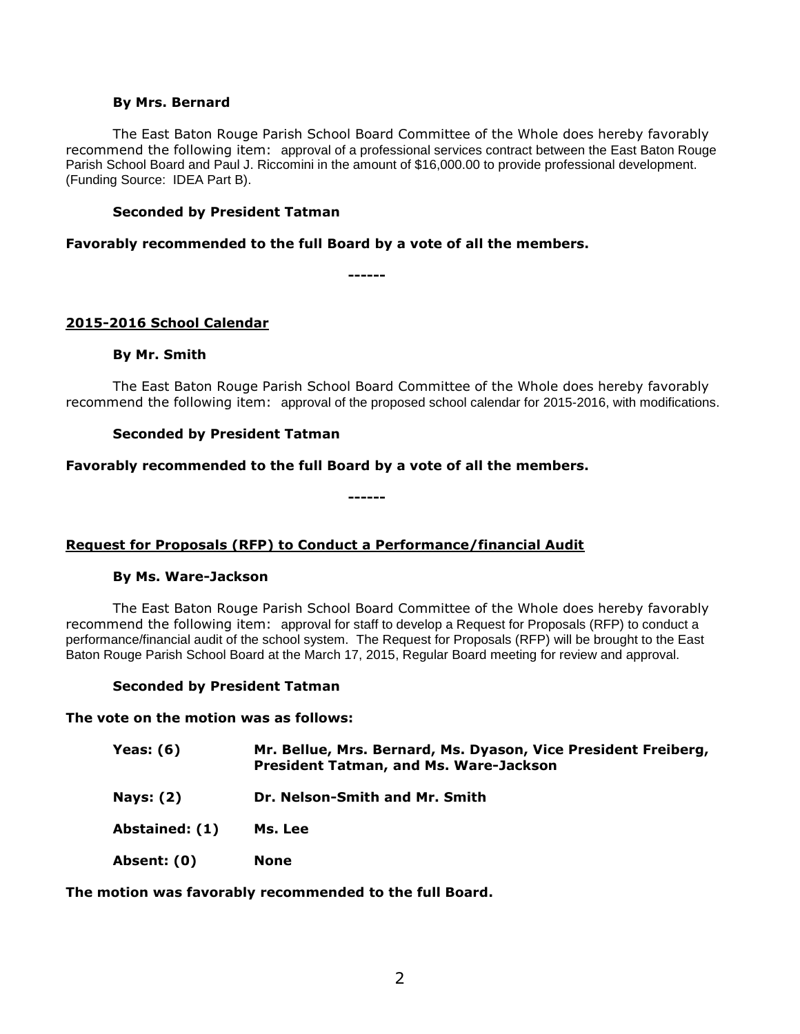**By Mrs. Bernard**

The East Baton Rouge Parish School Board Committee of the Whole does hereby favorably recommend the following item: approval of a professional services contract between the East Baton Rouge Parish School Board and Paul J. Riccomini in the amount of $16,000.00 to provide professional development. (Funding Source: IDEA Part B).

**Seconded by President Tatman**

**Favorably recommended to the full Board by a vote of all the members.**

------

**2015-2016 School Calendar**

**By Mr. Smith**

The East Baton Rouge Parish School Board Committee of the Whole does hereby favorably recommend the following item: approval of the proposed school calendar for 2015-2016, with modifications.

**Seconded by President Tatman**

**Favorably recommended to the full Board by a vote of all the members.**

------

**Request for Proposals (RFP) to Conduct a Performance/financial Audit**

**By Ms. Ware-Jackson**

The East Baton Rouge Parish School Board Committee of the Whole does hereby favorably recommend the following item: approval for staff to develop a Request for Proposals (RFP) to conduct a performance/financial audit of the school system. The Request for Proposals (RFP) will be brought to the East Baton Rouge Parish School Board at the March 17, 2015, Regular Board meeting for review and approval.

**Seconded by President Tatman**

**The vote on the motion was as follows:**

**Yeas: (6)** **Mr. Bellue, Mrs. Bernard, Ms. Dyason, Vice President Freiberg, President Tatman, and Ms. Ware-Jackson**

**Nays: (2)** **Dr. Nelson-Smith and Mr. Smith**

**Abstained: (1)** **Ms. Lee**

**Absent: (0)** **None**

**The motion was favorably recommended to the full Board.**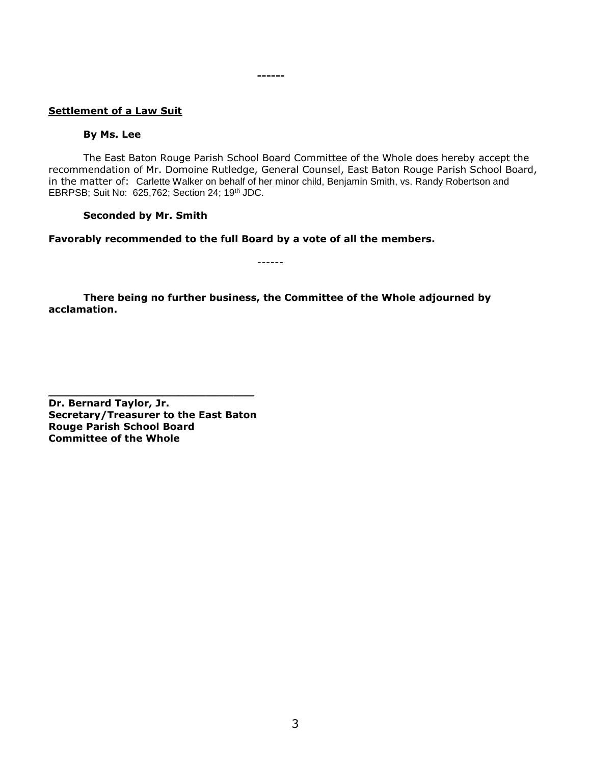------

**Settlement of a Law Suit**

**By Ms. Lee**

The East Baton Rouge Parish School Board Committee of the Whole does hereby accept the recommendation of Mr. Domoine Rutledge, General Counsel, East Baton Rouge Parish School Board, in the matter of: Carlette Walker on behalf of her minor child, Benjamin Smith, vs. Randy Robertson and EBRPSB; Suit No: 625,762; Section 24; 19th JDC.

**Seconded by Mr. Smith**

**Favorably recommended to the full Board by a vote of all the members.**

------

**There being no further business, the Committee of the Whole adjourned by acclamation.**

\_\_\_\_\_\_\_\_\_\_\_\_\_\_\_\_\_\_\_\_\_\_\_\_\_\_\_\_\_\_

**Dr. Bernard Taylor, Jr.**
**Secretary/Treasurer to the East Baton Rouge Parish School Board**
**Committee of the Whole**